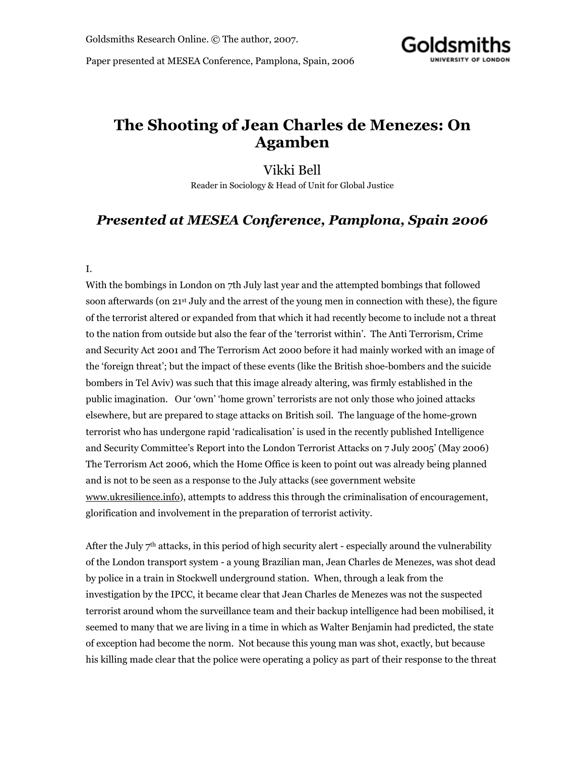Goldsmiths Research Online. © The author, 2007.

Paper presented at MESEA Conference, Pamplona, Spain, 2006

# The Shooting of Jean Charles de Menezes: On Agamben

Vikki Bell

Reader in Sociology & Head of Unit for Global Justice

## *Presented at MESEA Conference, Pamplona, Spain 2006*

I.

With the bombings in London on 7th July last year and the attempted bombings that followed soon afterwards (on 21st July and the arrest of the young men in connection with these), the figure of the terrorist altered or expanded from that which it had recently become to include not a threat to the nation from outside but also the fear of the 'terrorist within'. The Anti Terrorism, Crime and Security Act 2001 and The Terrorism Act 2000 before it had mainly worked with an image of the 'foreign threat'; but the impact of these events (like the British shoe-bombers and the suicide bombers in Tel Aviv) was such that this image already altering, was firmly established in the public imagination. Our 'own' 'home grown' terrorists are not only those who joined attacks elsewhere, but are prepared to stage attacks on British soil. The language of the home-grown terrorist who has undergone rapid 'radicalisation' is used in the recently published Intelligence and Security Committee's Report into the London Terrorist Attacks on 7 July 2005' (May 2006) The Terrorism Act 2006, which the Home Office is keen to point out was already being planned and is not to be seen as a response to the July attacks (see government website www.ukresilience.info), attempts to address this through the criminalisation of encouragement, glorification and involvement in the preparation of terrorist activity.

After the July 7th attacks, in this period of high security alert - especially around the vulnerability of the London transport system - a young Brazilian man, Jean Charles de Menezes, was shot dead by police in a train in Stockwell underground station. When, through a leak from the investigation by the IPCC, it became clear that Jean Charles de Menezes was not the suspected terrorist around whom the surveillance team and their backup intelligence had been mobilised, it seemed to many that we are living in a time in which as Walter Benjamin had predicted, the state of exception had become the norm. Not because this young man was shot, exactly, but because his killing made clear that the police were operating a policy as part of their response to the threat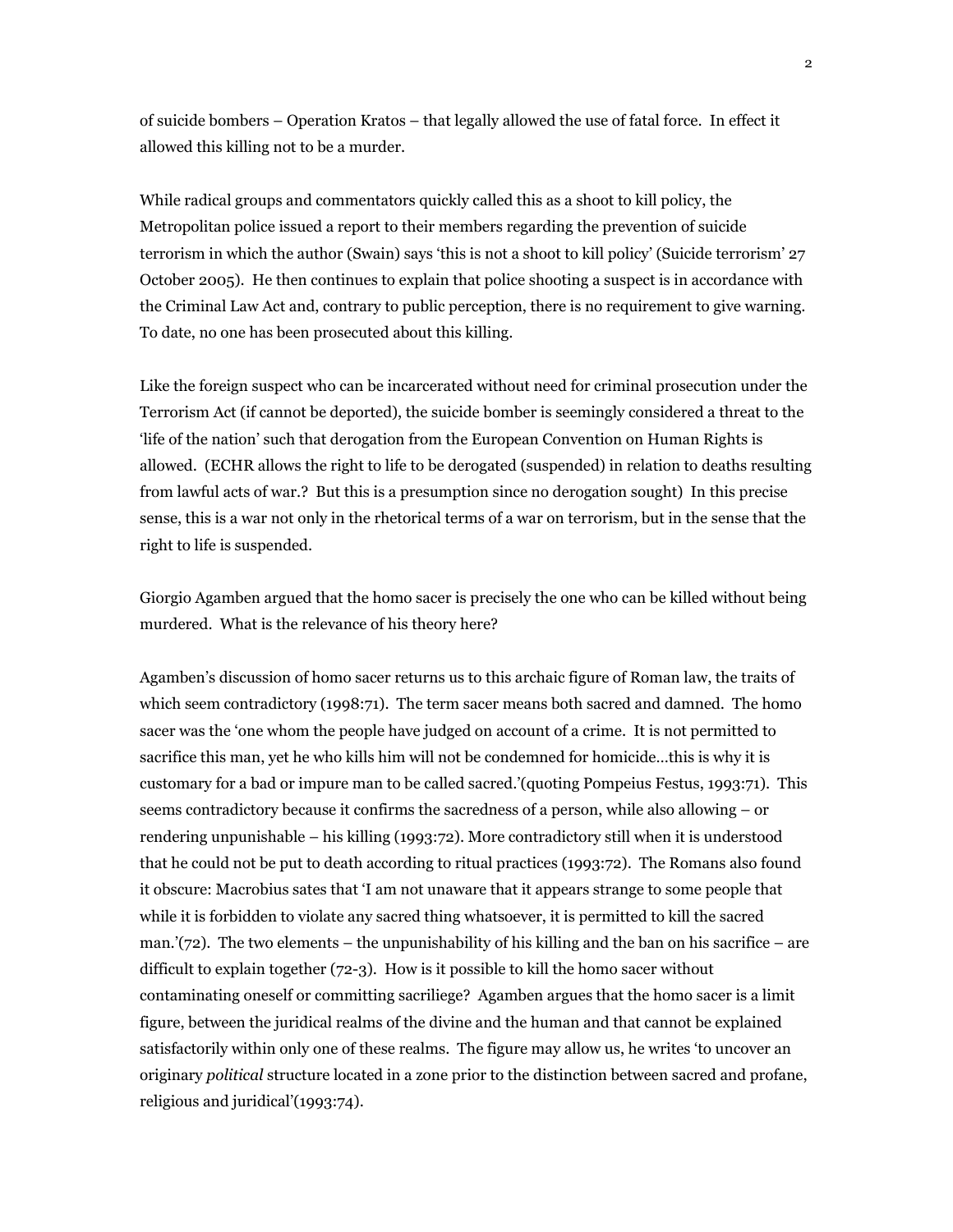of suicide bombers – Operation Kratos – that legally allowed the use of fatal force. In effect it allowed this killing not to be a murder.

While radical groups and commentators quickly called this as a shoot to kill policy, the Metropolitan police issued a report to their members regarding the prevention of suicide terrorism in which the author (Swain) says 'this is not a shoot to kill policy' (Suicide terrorism' 27 October 2005). He then continues to explain that police shooting a suspect is in accordance with the Criminal Law Act and, contrary to public perception, there is no requirement to give warning. To date, no one has been prosecuted about this killing.

Like the foreign suspect who can be incarcerated without need for criminal prosecution under the Terrorism Act (if cannot be deported), the suicide bomber is seemingly considered a threat to the 'life of the nation' such that derogation from the European Convention on Human Rights is allowed. (ECHR allows the right to life to be derogated (suspended) in relation to deaths resulting from lawful acts of war.? But this is a presumption since no derogation sought) In this precise sense, this is a war not only in the rhetorical terms of a war on terrorism, but in the sense that the right to life is suspended.

Giorgio Agamben argued that the homo sacer is precisely the one who can be killed without being murdered. What is the relevance of his theory here?

Agamben's discussion of homo sacer returns us to this archaic figure of Roman law, the traits of which seem contradictory (1998:71). The term sacer means both sacred and damned. The homo sacer was the 'one whom the people have judged on account of a crime. It is not permitted to sacrifice this man, yet he who kills him will not be condemned for homicide…this is why it is customary for a bad or impure man to be called sacred.'(quoting Pompeius Festus, 1993:71). This seems contradictory because it confirms the sacredness of a person, while also allowing – or rendering unpunishable – his killing (1993:72). More contradictory still when it is understood that he could not be put to death according to ritual practices (1993:72). The Romans also found it obscure: Macrobius sates that 'I am not unaware that it appears strange to some people that while it is forbidden to violate any sacred thing whatsoever, it is permitted to kill the sacred man.'(72). The two elements – the unpunishability of his killing and the ban on his sacrifice – are difficult to explain together (72-3). How is it possible to kill the homo sacer without contaminating oneself or committing sacriliege? Agamben argues that the homo sacer is a limit figure, between the juridical realms of the divine and the human and that cannot be explained satisfactorily within only one of these realms. The figure may allow us, he writes 'to uncover an originary *political* structure located in a zone prior to the distinction between sacred and profane, religious and juridical'(1993:74).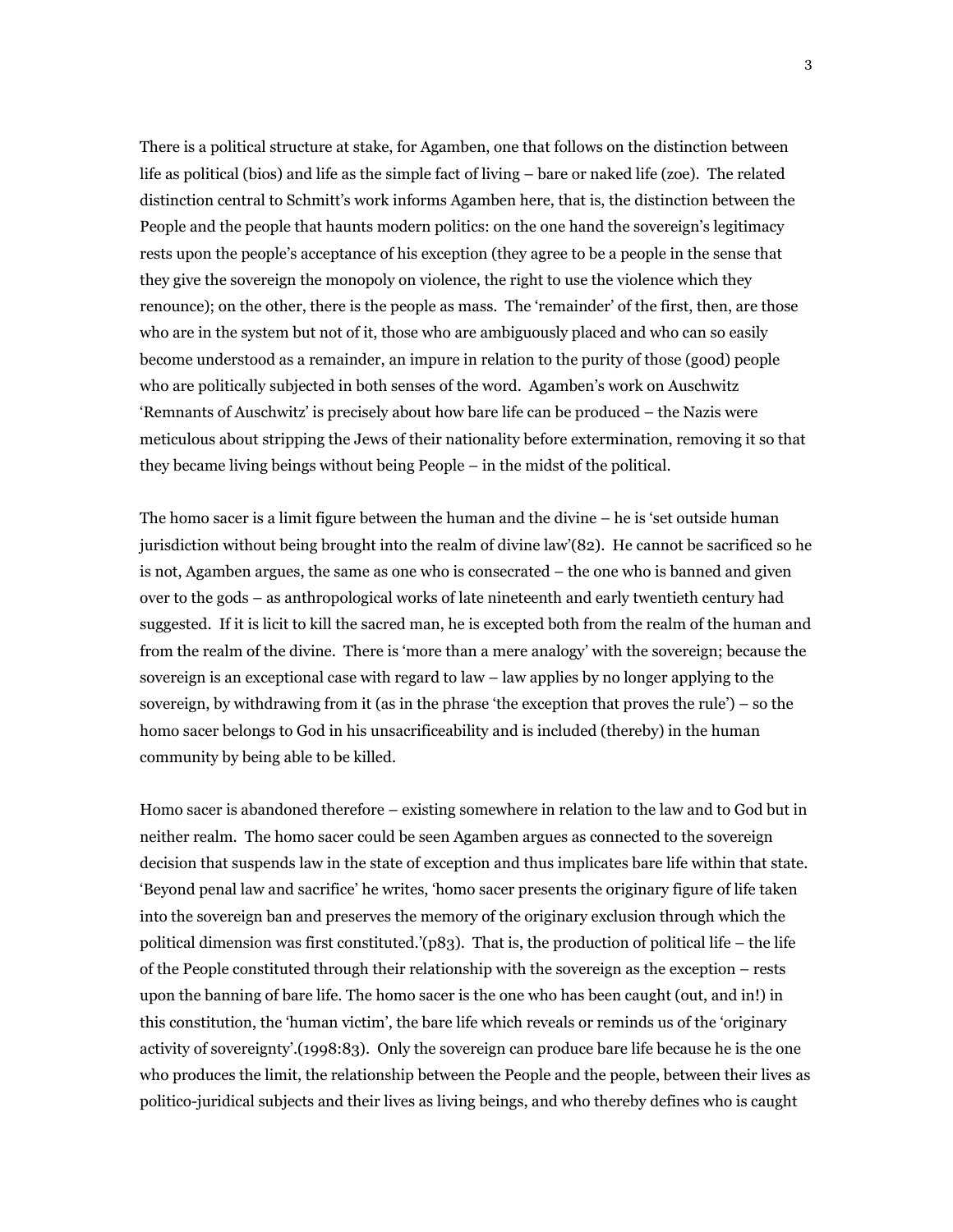There is a political structure at stake, for Agamben, one that follows on the distinction between life as political (bios) and life as the simple fact of living – bare or naked life (zoe). The related distinction central to Schmitt's work informs Agamben here, that is, the distinction between the People and the people that haunts modern politics: on the one hand the sovereign's legitimacy rests upon the people's acceptance of his exception (they agree to be a people in the sense that they give the sovereign the monopoly on violence, the right to use the violence which they renounce); on the other, there is the people as mass. The 'remainder' of the first, then, are those who are in the system but not of it, those who are ambiguously placed and who can so easily become understood as a remainder, an impure in relation to the purity of those (good) people who are politically subjected in both senses of the word. Agamben's work on Auschwitz 'Remnants of Auschwitz' is precisely about how bare life can be produced – the Nazis were meticulous about stripping the Jews of their nationality before extermination, removing it so that they became living beings without being People – in the midst of the political.

The homo sacer is a limit figure between the human and the divine – he is 'set outside human jurisdiction without being brought into the realm of divine law'(82). He cannot be sacrificed so he is not, Agamben argues, the same as one who is consecrated – the one who is banned and given over to the gods – as anthropological works of late nineteenth and early twentieth century had suggested. If it is licit to kill the sacred man, he is excepted both from the realm of the human and from the realm of the divine. There is 'more than a mere analogy' with the sovereign; because the sovereign is an exceptional case with regard to law – law applies by no longer applying to the sovereign, by withdrawing from it (as in the phrase 'the exception that proves the rule') – so the homo sacer belongs to God in his unsacrificeability and is included (thereby) in the human community by being able to be killed.

Homo sacer is abandoned therefore – existing somewhere in relation to the law and to God but in neither realm. The homo sacer could be seen Agamben argues as connected to the sovereign decision that suspends law in the state of exception and thus implicates bare life within that state. 'Beyond penal law and sacrifice' he writes, 'homo sacer presents the originary figure of life taken into the sovereign ban and preserves the memory of the originary exclusion through which the political dimension was first constituted.'(p83). That is, the production of political life – the life of the People constituted through their relationship with the sovereign as the exception – rests upon the banning of bare life. The homo sacer is the one who has been caught (out, and in!) in this constitution, the 'human victim', the bare life which reveals or reminds us of the 'originary activity of sovereignty'.(1998:83). Only the sovereign can produce bare life because he is the one who produces the limit, the relationship between the People and the people, between their lives as politico-juridical subjects and their lives as living beings, and who thereby defines who is caught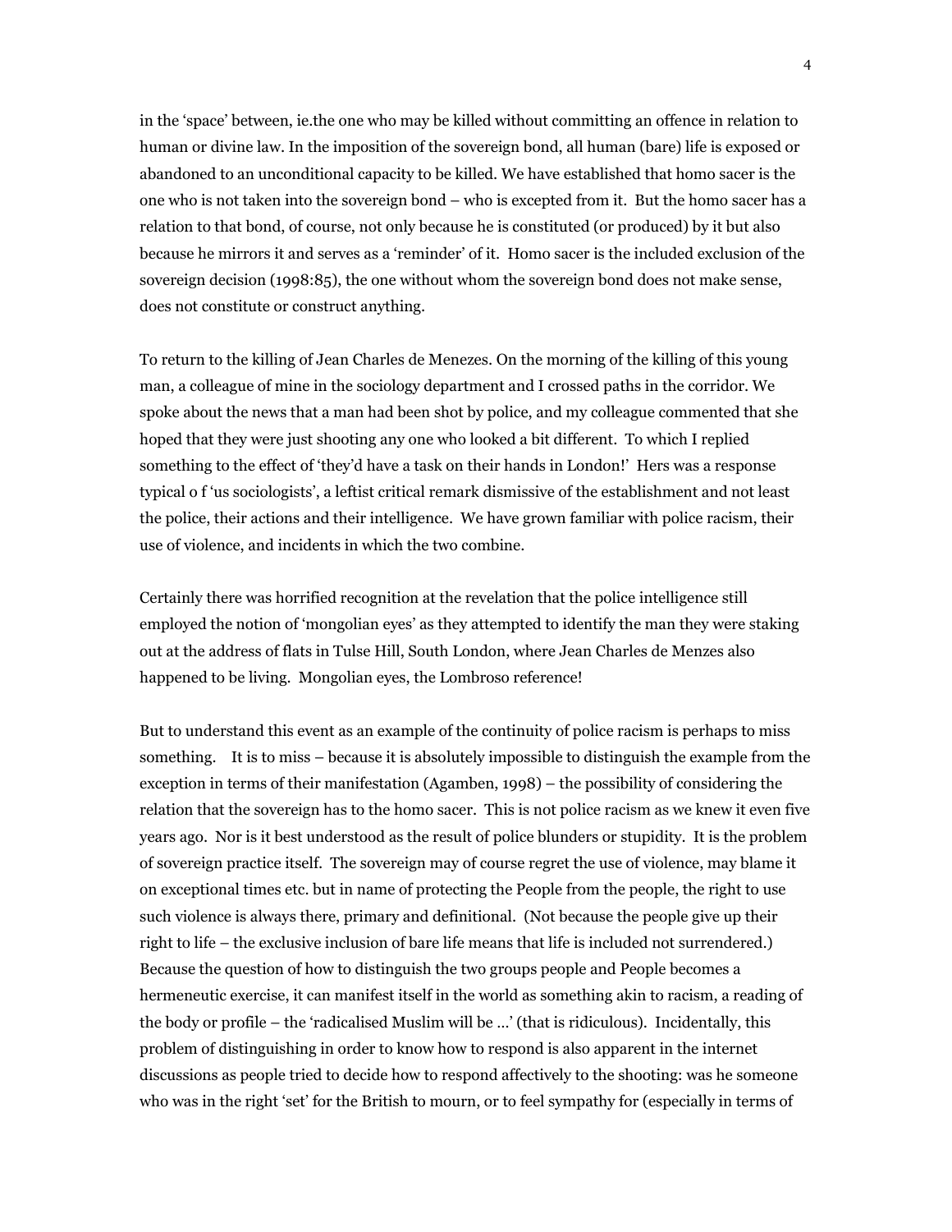in the 'space' between, ie.the one who may be killed without committing an offence in relation to human or divine law. In the imposition of the sovereign bond, all human (bare) life is exposed or abandoned to an unconditional capacity to be killed. We have established that homo sacer is the one who is not taken into the sovereign bond – who is excepted from it. But the homo sacer has a relation to that bond, of course, not only because he is constituted (or produced) by it but also because he mirrors it and serves as a 'reminder' of it. Homo sacer is the included exclusion of the sovereign decision (1998:85), the one without whom the sovereign bond does not make sense, does not constitute or construct anything.

To return to the killing of Jean Charles de Menezes. On the morning of the killing of this young man, a colleague of mine in the sociology department and I crossed paths in the corridor. We spoke about the news that a man had been shot by police, and my colleague commented that she hoped that they were just shooting any one who looked a bit different. To which I replied something to the effect of 'they'd have a task on their hands in London!' Hers was a response typical o f 'us sociologists', a leftist critical remark dismissive of the establishment and not least the police, their actions and their intelligence. We have grown familiar with police racism, their use of violence, and incidents in which the two combine.

Certainly there was horrified recognition at the revelation that the police intelligence still employed the notion of 'mongolian eyes' as they attempted to identify the man they were staking out at the address of flats in Tulse Hill, South London, where Jean Charles de Menzes also happened to be living. Mongolian eyes, the Lombroso reference!

But to understand this event as an example of the continuity of police racism is perhaps to miss something. It is to miss – because it is absolutely impossible to distinguish the example from the exception in terms of their manifestation (Agamben, 1998) – the possibility of considering the relation that the sovereign has to the homo sacer. This is not police racism as we knew it even five years ago. Nor is it best understood as the result of police blunders or stupidity. It is the problem of sovereign practice itself. The sovereign may of course regret the use of violence, may blame it on exceptional times etc. but in name of protecting the People from the people, the right to use such violence is always there, primary and definitional. (Not because the people give up their right to life – the exclusive inclusion of bare life means that life is included not surrendered.) Because the question of how to distinguish the two groups people and People becomes a hermeneutic exercise, it can manifest itself in the world as something akin to racism, a reading of the body or profile – the 'radicalised Muslim will be …' (that is ridiculous). Incidentally, this problem of distinguishing in order to know how to respond is also apparent in the internet discussions as people tried to decide how to respond affectively to the shooting: was he someone who was in the right 'set' for the British to mourn, or to feel sympathy for (especially in terms of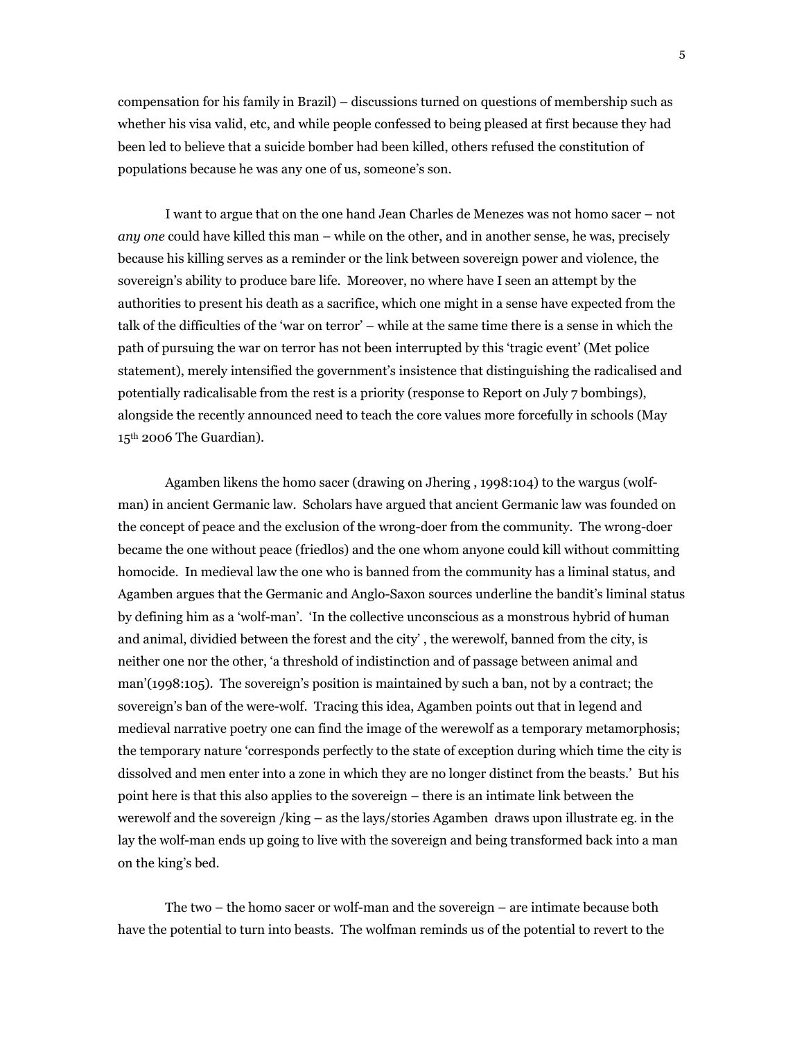compensation for his family in Brazil) – discussions turned on questions of membership such as whether his visa valid, etc, and while people confessed to being pleased at first because they had been led to believe that a suicide bomber had been killed, others refused the constitution of populations because he was any one of us, someone's son.

I want to argue that on the one hand Jean Charles de Menezes was not homo sacer – not *any one* could have killed this man – while on the other, and in another sense, he was, precisely because his killing serves as a reminder or the link between sovereign power and violence, the sovereign's ability to produce bare life. Moreover, no where have I seen an attempt by the authorities to present his death as a sacrifice, which one might in a sense have expected from the talk of the difficulties of the 'war on terror' – while at the same time there is a sense in which the path of pursuing the war on terror has not been interrupted by this 'tragic event' (Met police statement), merely intensified the government's insistence that distinguishing the radicalised and potentially radicalisable from the rest is a priority (response to Report on July 7 bombings), alongside the recently announced need to teach the core values more forcefully in schools (May 15th 2006 The Guardian).

Agamben likens the homo sacer (drawing on Jhering , 1998:104) to the wargus (wolf-man) in ancient Germanic law. Scholars have argued that ancient Germanic law was founded on the concept of peace and the exclusion of the wrong-doer from the community. The wrong-doer became the one without peace (friedlos) and the one whom anyone could kill without committing homocide. In medieval law the one who is banned from the community has a liminal status, and Agamben argues that the Germanic and Anglo-Saxon sources underline the bandit's liminal status by defining him as a 'wolf-man'. 'In the collective unconscious as a monstrous hybrid of human and animal, dividied between the forest and the city' , the werewolf, banned from the city, is neither one nor the other, 'a threshold of indistinction and of passage between animal and man'(1998:105). The sovereign's position is maintained by such a ban, not by a contract; the sovereign's ban of the were-wolf. Tracing this idea, Agamben points out that in legend and medieval narrative poetry one can find the image of the werewolf as a temporary metamorphosis; the temporary nature 'corresponds perfectly to the state of exception during which time the city is dissolved and men enter into a zone in which they are no longer distinct from the beasts.' But his point here is that this also applies to the sovereign – there is an intimate link between the werewolf and the sovereign /king – as the lays/stories Agamben draws upon illustrate eg. in the lay the wolf-man ends up going to live with the sovereign and being transformed back into a man on the king's bed.

The two – the homo sacer or wolf-man and the sovereign – are intimate because both have the potential to turn into beasts. The wolfman reminds us of the potential to revert to the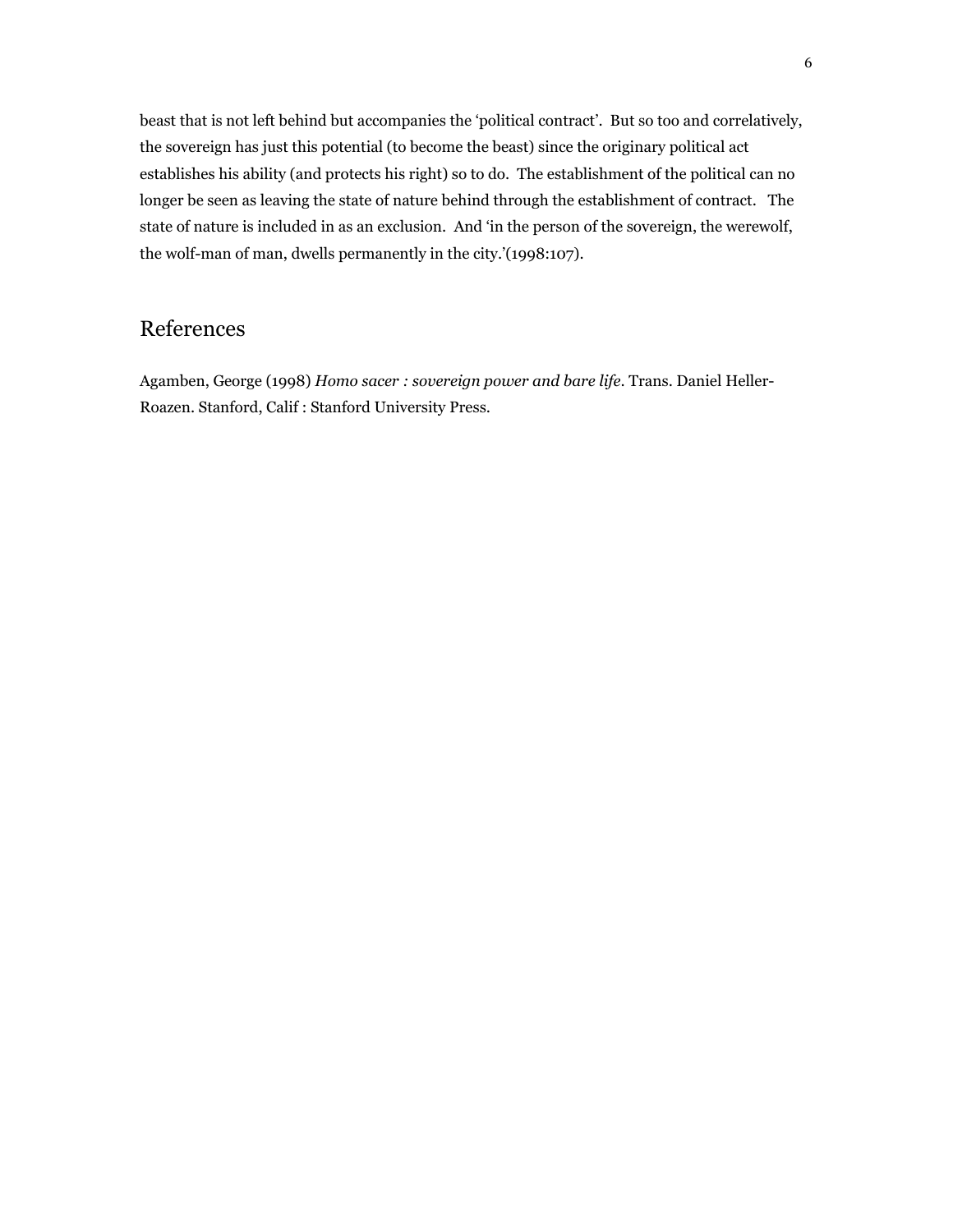beast that is not left behind but accompanies the 'political contract'. But so too and correlatively, the sovereign has just this potential (to become the beast) since the originary political act establishes his ability (and protects his right) so to do. The establishment of the political can no longer be seen as leaving the state of nature behind through the establishment of contract. The state of nature is included in as an exclusion. And 'in the person of the sovereign, the werewolf, the wolf-man of man, dwells permanently in the city.'(1998:107).

## References

Agamben, George (1998) *Homo sacer : sovereign power and bare life*. Trans. Daniel Heller-Roazen. Stanford, Calif : Stanford University Press.